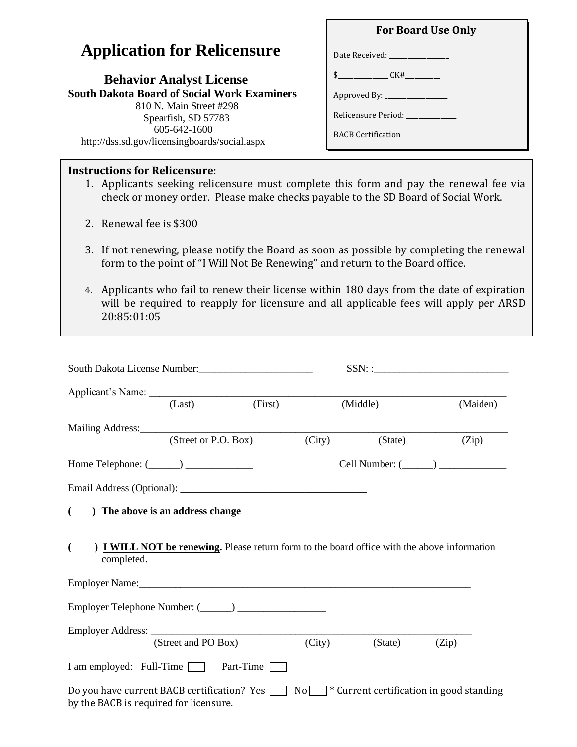# Application for Relicensure

**Behavior Analyst License**
**South Dakota Board of Social Work Examiners**
810 N. Main Street #298
Spearfish, SD 57783
605-642-1600
http://dss.sd.gov/licensingboards/social.aspx

**For Board Use Only**

Date Received: ________________

$____________ CK#________

Approved By: ________________

Relicensure Period: _____________

BACB Certification _____________

**Instructions for Relicensure**:

1. Applicants seeking relicensure must complete this form and pay the renewal fee via check or money order. Please make checks payable to the SD Board of Social Work.
2. Renewal fee is $300
3. If not renewing, please notify the Board as soon as possible by completing the renewal form to the point of "I Will Not Be Renewing" and return to the Board office.
4. Applicants who fail to renew their license within 180 days from the date of expiration will be required to reapply for licensure and all applicable fees will apply per ARSD 20:85:01:05

South Dakota License Number:______________________ SSN: :___________________________

Applicant's Name: ___________________________________________________________________________
(Last) (First) (Middle) (Maiden)

Mailing Address:_____________________________________________________________________________
(Street or P.O. Box) (City) (State) (Zip)

Home Telephone: (______) _____________ Cell Number: (______) _____________

Email Address (Optional): ______________________________________

( ) **The above is an address change**

( ) **I WILL NOT be renewing.** Please return form to the board office with the above information completed.

Employer Name:_______________________________________________________________________

Employer Telephone Number: (______) _________________

Employer Address: ___________________________________________________________________
(Street and PO Box) (City) (State) (Zip)

I am employed: Full-Time ☐ Part-Time ☐

Do you have current BACB certification? Yes ☐ No ☐ * Current certification in good standing by the BACB is required for licensure.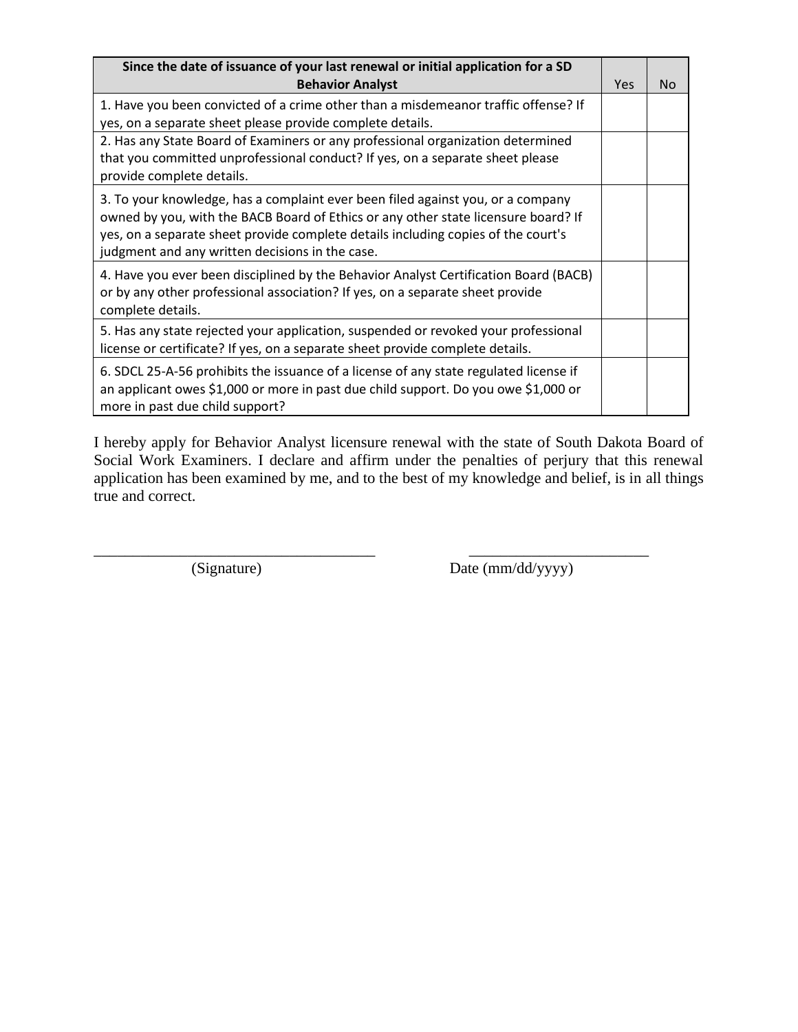| Since the date of issuance of your last renewal or initial application for a SD Behavior Analyst | Yes | No |
|---|---|---|
| 1. Have you been convicted of a crime other than a misdemeanor traffic offense? If yes, on a separate sheet please provide complete details. | | |
| 2. Has any State Board of Examiners or any professional organization determined that you committed unprofessional conduct? If yes, on a separate sheet please provide complete details. | | |
| 3. To your knowledge, has a complaint ever been filed against you, or a company owned by you, with the BACB Board of Ethics or any other state licensure board? If yes, on a separate sheet provide complete details including copies of the court's judgment and any written decisions in the case. | | |
| 4. Have you ever been disciplined by the Behavior Analyst Certification Board (BACB) or by any other professional association? If yes, on a separate sheet provide complete details. | | |
| 5. Has any state rejected your application, suspended or revoked your professional license or certificate? If yes, on a separate sheet provide complete details. | | |
| 6. SDCL 25-A-56 prohibits the issuance of a license of any state regulated license if an applicant owes $1,000 or more in past due child support. Do you owe $1,000 or more in past due child support? | | |

I hereby apply for Behavior Analyst licensure renewal with the state of South Dakota Board of Social Work Examiners. I declare and affirm under the penalties of perjury that this renewal application has been examined by me, and to the best of my knowledge and belief, is in all things true and correct.

_____________________________________ (Signature)

_______________________ Date (mm/dd/yyyy)